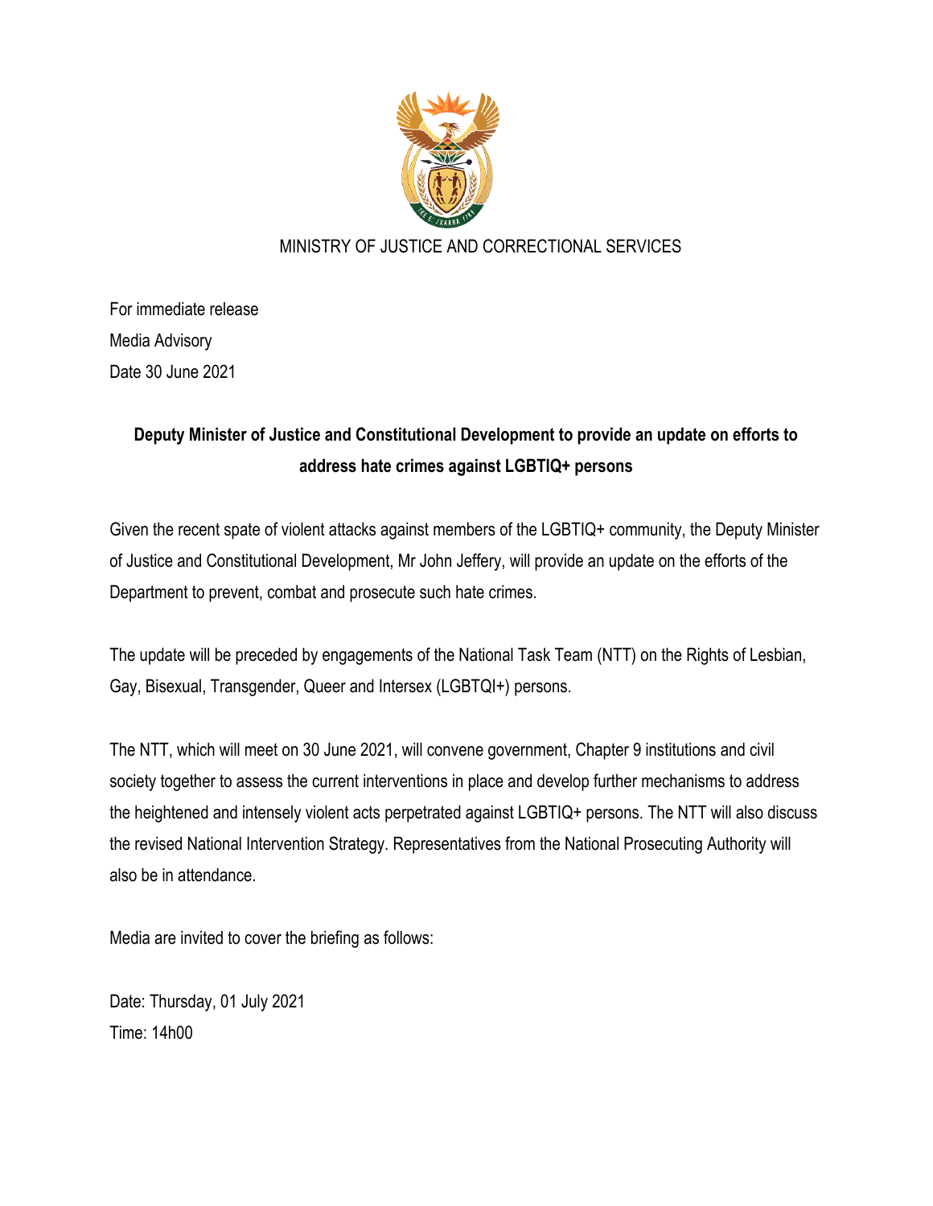MINISTRY OF JUSTICE AND CORRECTIONAL SERVICES

For immediate release
Media Advisory
Date 30 June 2021

**Deputy Minister of Justice and Constitutional Development to provide an update on efforts to address hate crimes against LGBTIQ+ persons**

Given the recent spate of violent attacks against members of the LGBTIQ+ community, the Deputy Minister of Justice and Constitutional Development, Mr John Jeffery, will provide an update on the efforts of the Department to prevent, combat and prosecute such hate crimes.

The update will be preceded by engagements of the National Task Team (NTT) on the Rights of Lesbian, Gay, Bisexual, Transgender, Queer and Intersex (LGBTQI+) persons.

The NTT, which will meet on 30 June 2021, will convene government, Chapter 9 institutions and civil society together to assess the current interventions in place and develop further mechanisms to address the heightened and intensely violent acts perpetrated against LGBTIQ+ persons. The NTT will also discuss the revised National Intervention Strategy. Representatives from the National Prosecuting Authority will also be in attendance.

Media are invited to cover the briefing as follows:

Date: Thursday, 01 July 2021
Time: 14h00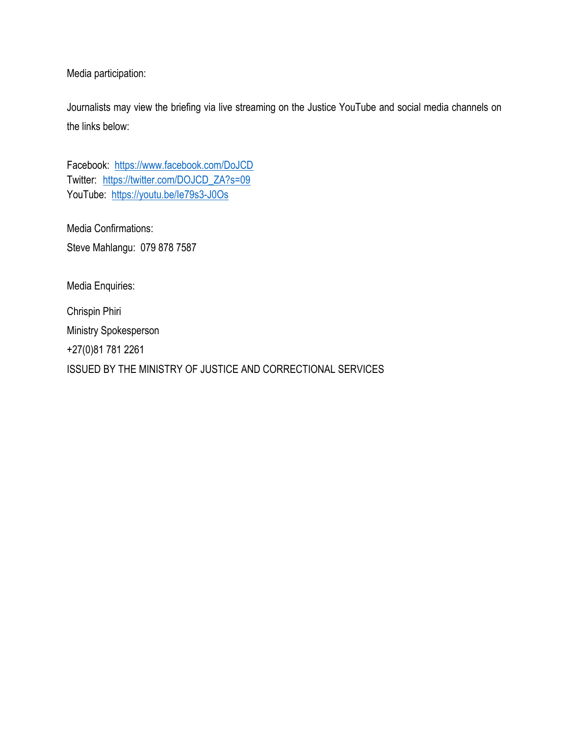Media participation:

Journalists may view the briefing via live streaming on the Justice YouTube and social media channels on the links below:

Facebook: https://www.facebook.com/DoJCD
Twitter: https://twitter.com/DOJCD_ZA?s=09
YouTube: https://youtu.be/Ie79s3-J0Os

Media Confirmations:
Steve Mahlangu: 079 878 7587

Media Enquiries:

Chrispin Phiri
Ministry Spokesperson
+27(0)81 781 2261
ISSUED BY THE MINISTRY OF JUSTICE AND CORRECTIONAL SERVICES